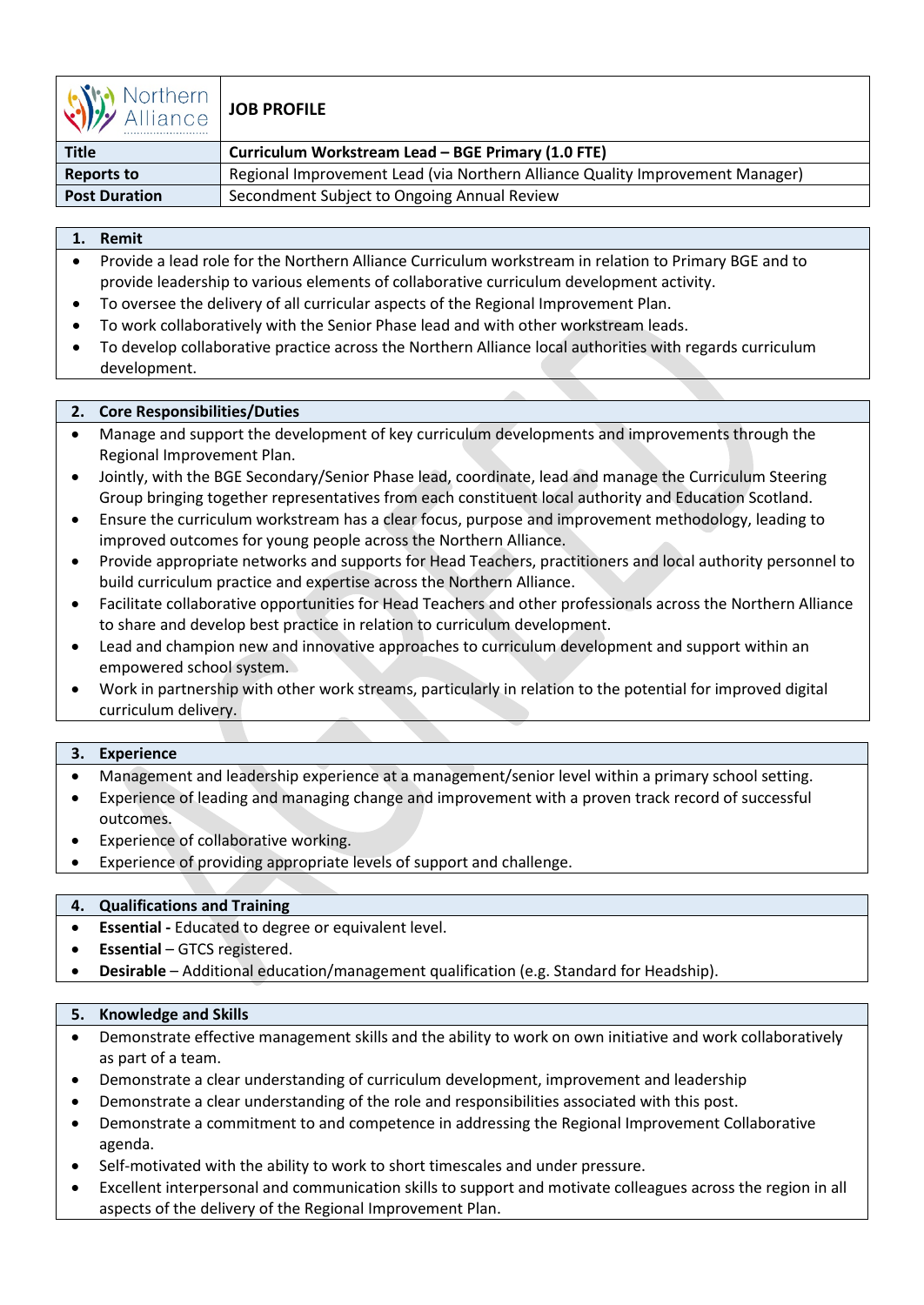| Northern Alliance | JOB PROFILE |
| --- | --- |
| **Title** | **Curriculum Workstream Lead – BGE Primary (1.0 FTE)** |
| **Reports to** | Regional Improvement Lead (via Northern Alliance Quality Improvement Manager) |
| **Post Duration** | Secondment Subject to Ongoing Annual Review |

## 1. Remit

- Provide a lead role for the Northern Alliance Curriculum workstream in relation to Primary BGE and to provide leadership to various elements of collaborative curriculum development activity.
- To oversee the delivery of all curricular aspects of the Regional Improvement Plan.
- To work collaboratively with the Senior Phase lead and with other workstream leads.
- To develop collaborative practice across the Northern Alliance local authorities with regards curriculum development.

## 2. Core Responsibilities/Duties

- Manage and support the development of key curriculum developments and improvements through the Regional Improvement Plan.
- Jointly, with the BGE Secondary/Senior Phase lead, coordinate, lead and manage the Curriculum Steering Group bringing together representatives from each constituent local authority and Education Scotland.
- Ensure the curriculum workstream has a clear focus, purpose and improvement methodology, leading to improved outcomes for young people across the Northern Alliance.
- Provide appropriate networks and supports for Head Teachers, practitioners and local authority personnel to build curriculum practice and expertise across the Northern Alliance.
- Facilitate collaborative opportunities for Head Teachers and other professionals across the Northern Alliance to share and develop best practice in relation to curriculum development.
- Lead and champion new and innovative approaches to curriculum development and support within an empowered school system.
- Work in partnership with other work streams, particularly in relation to the potential for improved digital curriculum delivery.

## 3. Experience

- Management and leadership experience at a management/senior level within a primary school setting.
- Experience of leading and managing change and improvement with a proven track record of successful outcomes.
- Experience of collaborative working.
- Experience of providing appropriate levels of support and challenge.

## 4. Qualifications and Training

- **Essential -** Educated to degree or equivalent level.
- **Essential** – GTCS registered.
- **Desirable** – Additional education/management qualification (e.g. Standard for Headship).

## 5. Knowledge and Skills

- Demonstrate effective management skills and the ability to work on own initiative and work collaboratively as part of a team.
- Demonstrate a clear understanding of curriculum development, improvement and leadership
- Demonstrate a clear understanding of the role and responsibilities associated with this post.
- Demonstrate a commitment to and competence in addressing the Regional Improvement Collaborative agenda.
- Self-motivated with the ability to work to short timescales and under pressure.
- Excellent interpersonal and communication skills to support and motivate colleagues across the region in all aspects of the delivery of the Regional Improvement Plan.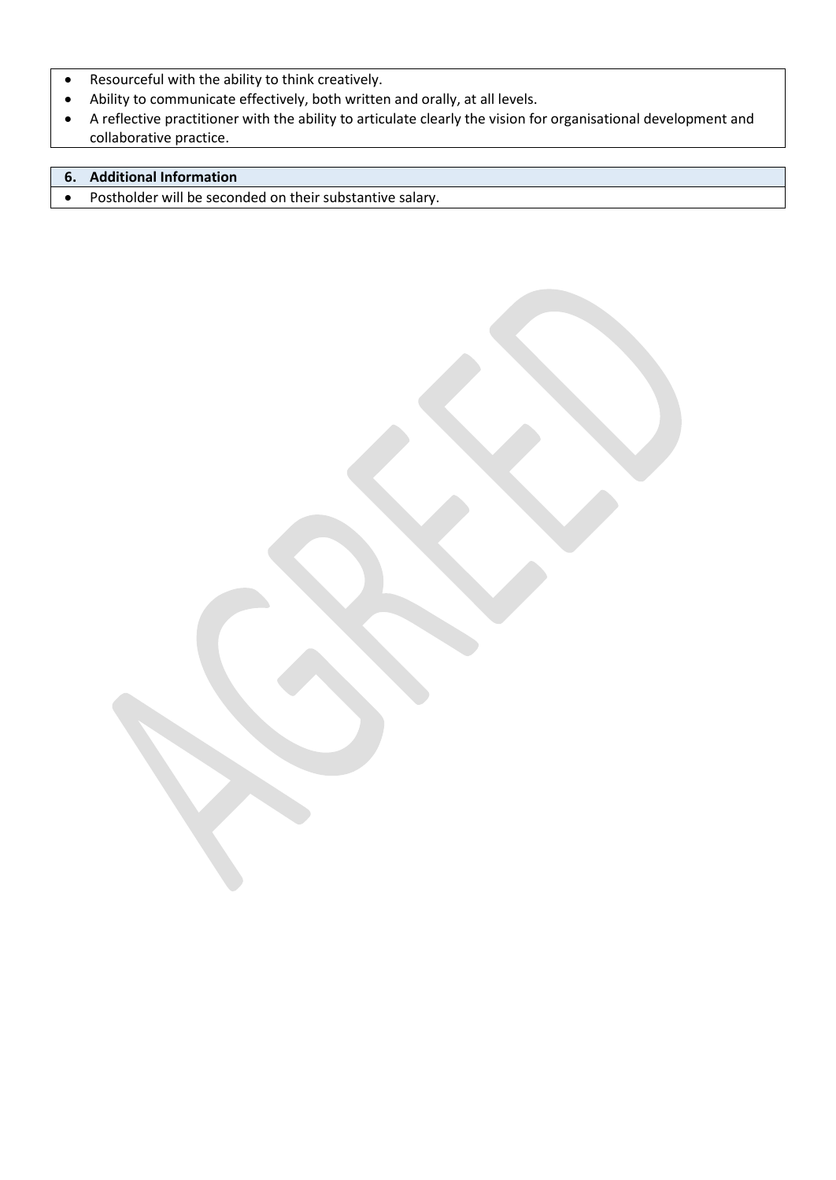- Resourceful with the ability to think creatively.
- Ability to communicate effectively, both written and orally, at all levels.
- A reflective practitioner with the ability to articulate clearly the vision for organisational development and collaborative practice.

## 6. Additional Information

- Postholder will be seconded on their substantive salary.